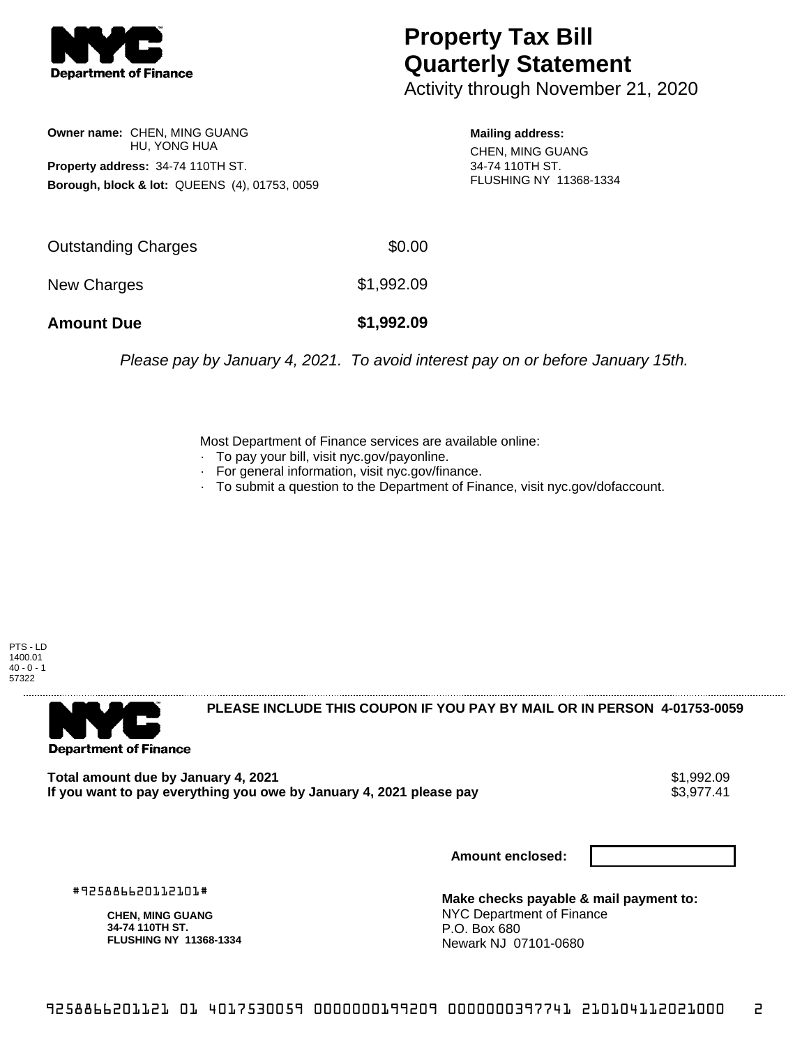# Property Tax Bill Quarterly Statement

Activity through November 21, 2020

**Owner name:** CHEN, MING GUANG
HU, YONG HUA

**Property address:** 34-74 110TH ST.

**Borough, block & lot:** QUEENS (4), 01753, 0059

**Mailing address:**
CHEN, MING GUANG
34-74 110TH ST.
FLUSHING NY 11368-1334

| | |
|---|---|
| Outstanding Charges | $0.00 |
| New Charges | $1,992.09 |
| **Amount Due** | **$1,992.09** |

*Please pay by January 4, 2021. To avoid interest pay on or before January 15th.*

Most Department of Finance services are available online:

- To pay your bill, visit nyc.gov/payonline.
- For general information, visit nyc.gov/finance.
- To submit a question to the Department of Finance, visit nyc.gov/dofaccount.

PTS - LD
1400.01
40 - 0 - 1
57322

**PLEASE INCLUDE THIS COUPON IF YOU PAY BY MAIL OR IN PERSON 4-01753-0059**

**Total amount due by January 4, 2021** $1,992.09

**If you want to pay everything you owe by January 4, 2021 please pay** $3,977.41

**Amount enclosed:**

#925886620112101#

**CHEN, MING GUANG**
**34-74 110TH ST.**
**FLUSHING NY 11368-1334**

**Make checks payable & mail payment to:**
NYC Department of Finance
P.O. Box 680
Newark NJ 07101-0680

9258866201121 01 4017530059 0000000199209 0000000397741 210104112021000 2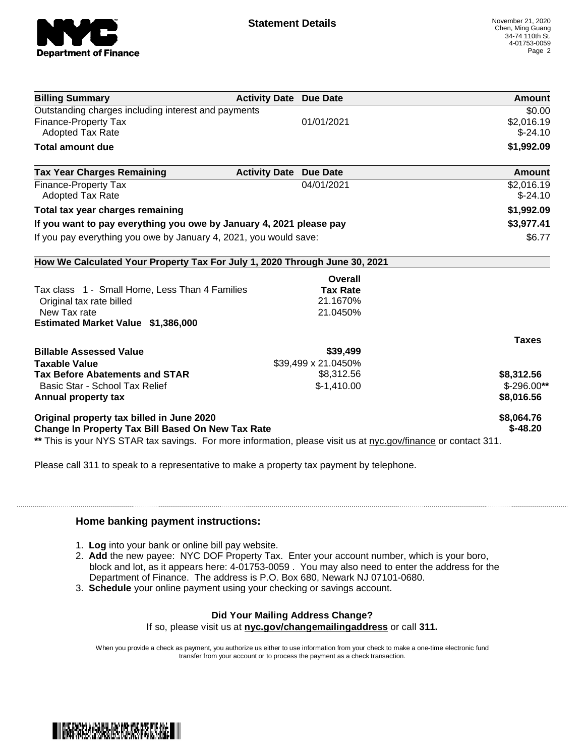**Department of Finance**

## Statement Details

November 21, 2020
Chen, Ming Guang
34-74 110th St.
4-01753-0059

| Billing Summary | Activity Date | Due Date | Amount |
| --- | --- | --- | --- |
| Outstanding charges including interest and payments | | | $0.00 |
| Finance-Property Tax | | 01/01/2021 | $2,016.19 |
| Adopted Tax Rate | | | $-24.10 |
| **Total amount due** | | | **$1,992.09** |

| Tax Year Charges Remaining | Activity Date | Due Date | Amount |
| --- | --- | --- | --- |
| Finance-Property Tax | | 04/01/2021 | $2,016.19 |
| Adopted Tax Rate | | | $-24.10 |
| **Total tax year charges remaining** | | | **$1,992.09** |
| **If you want to pay everything you owe by January 4, 2021 please pay** | | | **$3,977.41** |
| If you pay everything you owe by January 4, 2021, you would save: | | | $6.77 |

**How We Calculated Your Property Tax For July 1, 2020 Through June 30, 2021**

| | Overall Tax Rate | |
| --- | --- | --- |
| Tax class 1 - Small Home, Less Than 4 Families | | |
| Original tax rate billed | 21.1670% | |
| New Tax rate | 21.0450% | |
| **Estimated Market Value $1,386,000** | | |
| | | **Taxes** |
| **Billable Assessed Value** | **$39,499** | |
| **Taxable Value** | $39,499 x 21.0450% | |
| **Tax Before Abatements and STAR** | $8,312.56 | **$8,312.56** |
| Basic Star - School Tax Relief | $-1,410.00 | $-296.00** |
| **Annual property tax** | | **$8,016.56** |
| **Original property tax billed in June 2020** | | **$8,064.76** |
| **Change In Property Tax Bill Based On New Tax Rate** | | **$-48.20** |

** This is your NYS STAR tax savings. For more information, please visit us at nyc.gov/finance or contact 311.

Please call 311 to speak to a representative to make a property tax payment by telephone.

### Home banking payment instructions:

1. **Log** into your bank or online bill pay website.
2. **Add** the new payee: NYC DOF Property Tax. Enter your account number, which is your boro, block and lot, as it appears here: 4-01753-0059 . You may also need to enter the address for the Department of Finance. The address is P.O. Box 680, Newark NJ 07101-0680.
3. **Schedule** your online payment using your checking or savings account.

**Did Your Mailing Address Change?**

If so, please visit us at **nyc.gov/changemailingaddress** or call **311.**

When you provide a check as payment, you authorize us either to use information from your check to make a one-time electronic fund transfer from your account or to process the payment as a check transaction.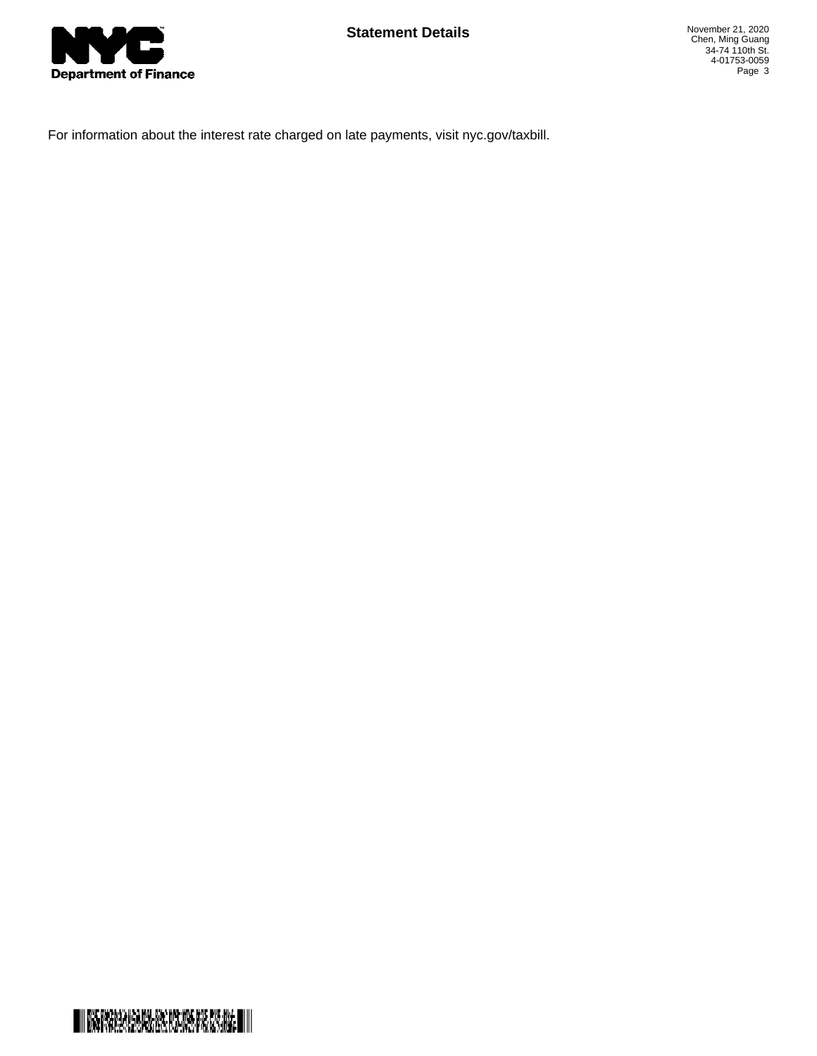For information about the interest rate charged on late payments, visit nyc.gov/taxbill.